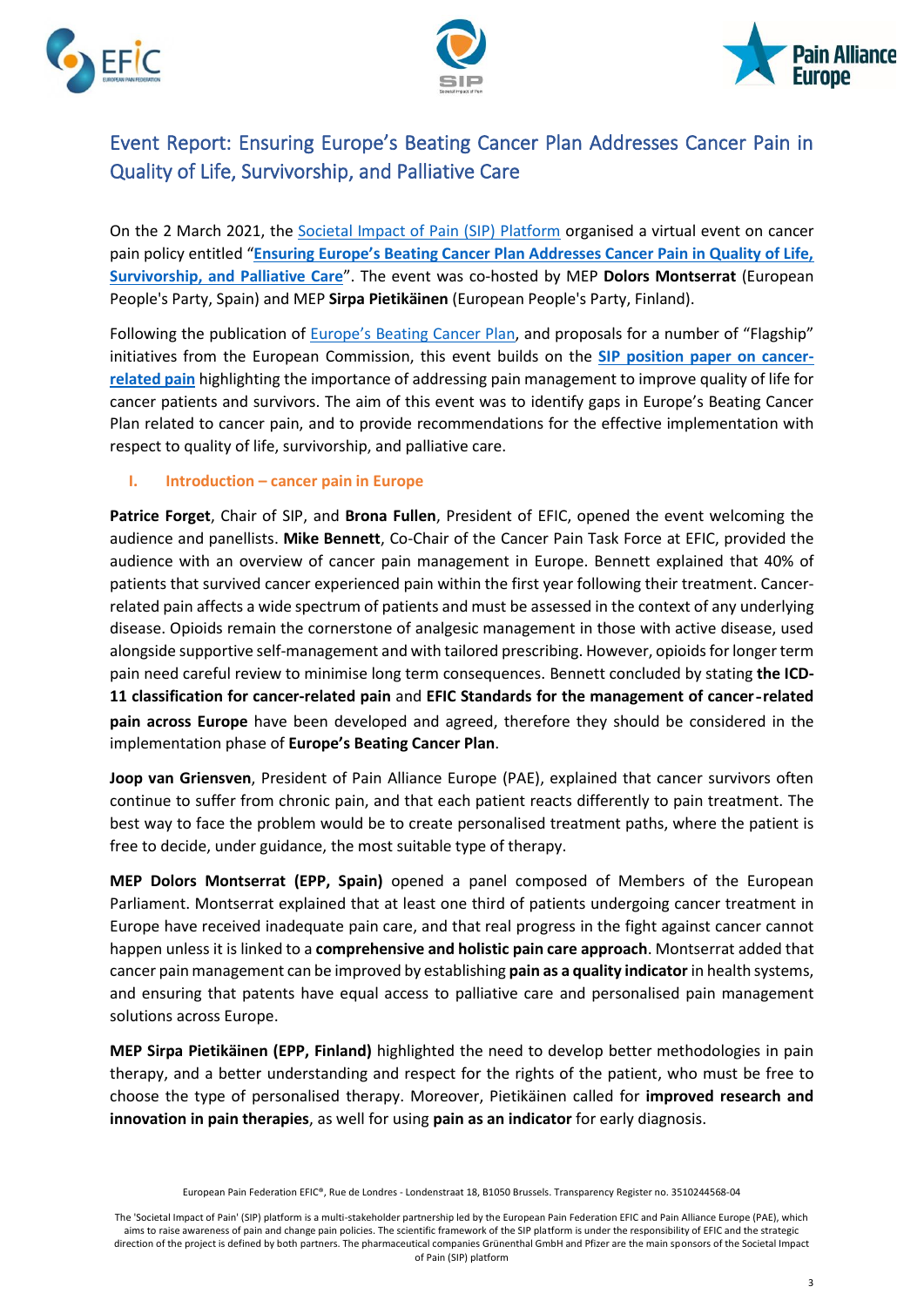# Event Report: Ensuring Europe's Beating Cancer Plan Addresses Cancer Pain in Quality of Life, Survivorship, and Palliative Care

On the 2 March 2021, the Societal Impact of Pain (SIP) Platform organised a virtual event on cancer pain policy entitled "**Ensuring Europe's Beating Cancer Plan Addresses Cancer Pain in Quality of Life, Survivorship, and Palliative Care**". The event was co-hosted by MEP **Dolors Montserrat** (European People's Party, Spain) and MEP **Sirpa Pietikäinen** (European People's Party, Finland).

Following the publication of Europe's Beating Cancer Plan, and proposals for a number of "Flagship" initiatives from the European Commission, this event builds on the **SIP position paper on cancer-related pain** highlighting the importance of addressing pain management to improve quality of life for cancer patients and survivors. The aim of this event was to identify gaps in Europe's Beating Cancer Plan related to cancer pain, and to provide recommendations for the effective implementation with respect to quality of life, survivorship, and palliative care.

## I. Introduction – cancer pain in Europe

**Patrice Forget**, Chair of SIP, and **Brona Fullen**, President of EFIC, opened the event welcoming the audience and panellists. **Mike Bennett**, Co-Chair of the Cancer Pain Task Force at EFIC, provided the audience with an overview of cancer pain management in Europe. Bennett explained that 40% of patients that survived cancer experienced pain within the first year following their treatment. Cancer-related pain affects a wide spectrum of patients and must be assessed in the context of any underlying disease. Opioids remain the cornerstone of analgesic management in those with active disease, used alongside supportive self-management and with tailored prescribing. However, opioids for longer term pain need careful review to minimise long term consequences. Bennett concluded by stating **the ICD-11 classification for cancer-related pain** and **EFIC Standards for the management of cancer-related pain across Europe** have been developed and agreed, therefore they should be considered in the implementation phase of **Europe's Beating Cancer Plan**.

**Joop van Griensven**, President of Pain Alliance Europe (PAE), explained that cancer survivors often continue to suffer from chronic pain, and that each patient reacts differently to pain treatment. The best way to face the problem would be to create personalised treatment paths, where the patient is free to decide, under guidance, the most suitable type of therapy.

**MEP Dolors Montserrat (EPP, Spain)** opened a panel composed of Members of the European Parliament. Montserrat explained that at least one third of patients undergoing cancer treatment in Europe have received inadequate pain care, and that real progress in the fight against cancer cannot happen unless it is linked to a **comprehensive and holistic pain care approach**. Montserrat added that cancer pain management can be improved by establishing **pain as a quality indicator** in health systems, and ensuring that patents have equal access to palliative care and personalised pain management solutions across Europe.

**MEP Sirpa Pietikäinen (EPP, Finland)** highlighted the need to develop better methodologies in pain therapy, and a better understanding and respect for the rights of the patient, who must be free to choose the type of personalised therapy. Moreover, Pietikäinen called for **improved research and innovation in pain therapies**, as well for using **pain as an indicator** for early diagnosis.

European Pain Federation EFIC®, Rue de Londres - Londenstraat 18, B1050 Brussels. Transparency Register no. 3510244568-04

The 'Societal Impact of Pain' (SIP) platform is a multi-stakeholder partnership led by the European Pain Federation EFIC and Pain Alliance Europe (PAE), which aims to raise awareness of pain and change pain policies. The scientific framework of the SIP platform is under the responsibility of EFIC and the strategic direction of the project is defined by both partners. The pharmaceutical companies Grünenthal GmbH and Pfizer are the main sponsors of the Societal Impact of Pain (SIP) platform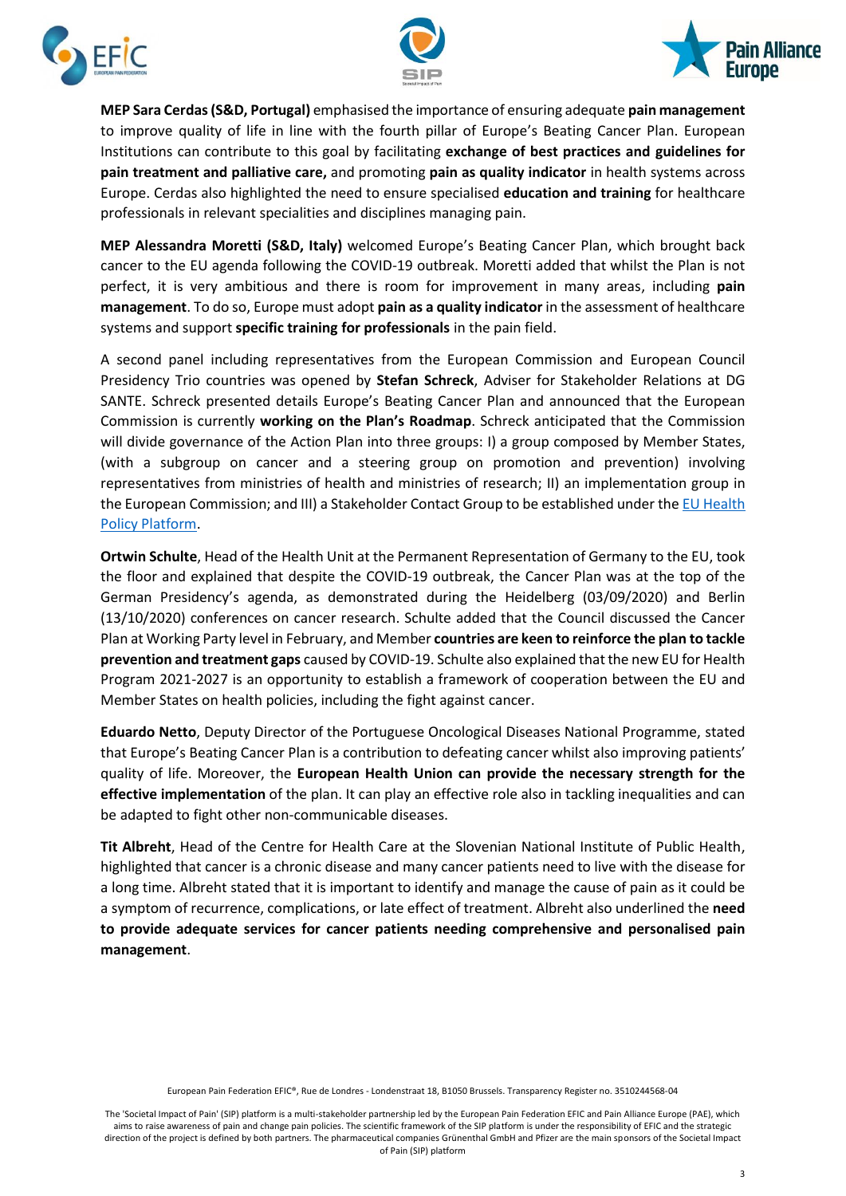**MEP Sara Cerdas (S&D, Portugal)** emphasised the importance of ensuring adequate **pain management** to improve quality of life in line with the fourth pillar of Europe's Beating Cancer Plan. European Institutions can contribute to this goal by facilitating **exchange of best practices and guidelines for pain treatment and palliative care,** and promoting **pain as quality indicator** in health systems across Europe. Cerdas also highlighted the need to ensure specialised **education and training** for healthcare professionals in relevant specialities and disciplines managing pain.

**MEP Alessandra Moretti (S&D, Italy)** welcomed Europe's Beating Cancer Plan, which brought back cancer to the EU agenda following the COVID-19 outbreak. Moretti added that whilst the Plan is not perfect, it is very ambitious and there is room for improvement in many areas, including **pain management**. To do so, Europe must adopt **pain as a quality indicator** in the assessment of healthcare systems and support **specific training for professionals** in the pain field.

A second panel including representatives from the European Commission and European Council Presidency Trio countries was opened by **Stefan Schreck**, Adviser for Stakeholder Relations at DG SANTE. Schreck presented details Europe's Beating Cancer Plan and announced that the European Commission is currently **working on the Plan's Roadmap**. Schreck anticipated that the Commission will divide governance of the Action Plan into three groups: I) a group composed by Member States, (with a subgroup on cancer and a steering group on promotion and prevention) involving representatives from ministries of health and ministries of research; II) an implementation group in the European Commission; and III) a Stakeholder Contact Group to be established under the EU Health Policy Platform.

**Ortwin Schulte**, Head of the Health Unit at the Permanent Representation of Germany to the EU, took the floor and explained that despite the COVID-19 outbreak, the Cancer Plan was at the top of the German Presidency's agenda, as demonstrated during the Heidelberg (03/09/2020) and Berlin (13/10/2020) conferences on cancer research. Schulte added that the Council discussed the Cancer Plan at Working Party level in February, and Member **countries are keen to reinforce the plan to tackle prevention and treatment gaps** caused by COVID-19. Schulte also explained that the new EU for Health Program 2021-2027 is an opportunity to establish a framework of cooperation between the EU and Member States on health policies, including the fight against cancer.

**Eduardo Netto**, Deputy Director of the Portuguese Oncological Diseases National Programme, stated that Europe's Beating Cancer Plan is a contribution to defeating cancer whilst also improving patients' quality of life. Moreover, the **European Health Union can provide the necessary strength for the effective implementation** of the plan. It can play an effective role also in tackling inequalities and can be adapted to fight other non-communicable diseases.

**Tit Albreht**, Head of the Centre for Health Care at the Slovenian National Institute of Public Health, highlighted that cancer is a chronic disease and many cancer patients need to live with the disease for a long time. Albreht stated that it is important to identify and manage the cause of pain as it could be a symptom of recurrence, complications, or late effect of treatment. Albreht also underlined the **need to provide adequate services for cancer patients needing comprehensive and personalised pain management**.

European Pain Federation EFIC®, Rue de Londres - Londenstraat 18, B1050 Brussels. Transparency Register no. 3510244568-04

The 'Societal Impact of Pain' (SIP) platform is a multi-stakeholder partnership led by the European Pain Federation EFIC and Pain Alliance Europe (PAE), which aims to raise awareness of pain and change pain policies. The scientific framework of the SIP platform is under the responsibility of EFIC and the strategic direction of the project is defined by both partners. The pharmaceutical companies Grünenthal GmbH and Pfizer are the main sponsors of the Societal Impact of Pain (SIP) platform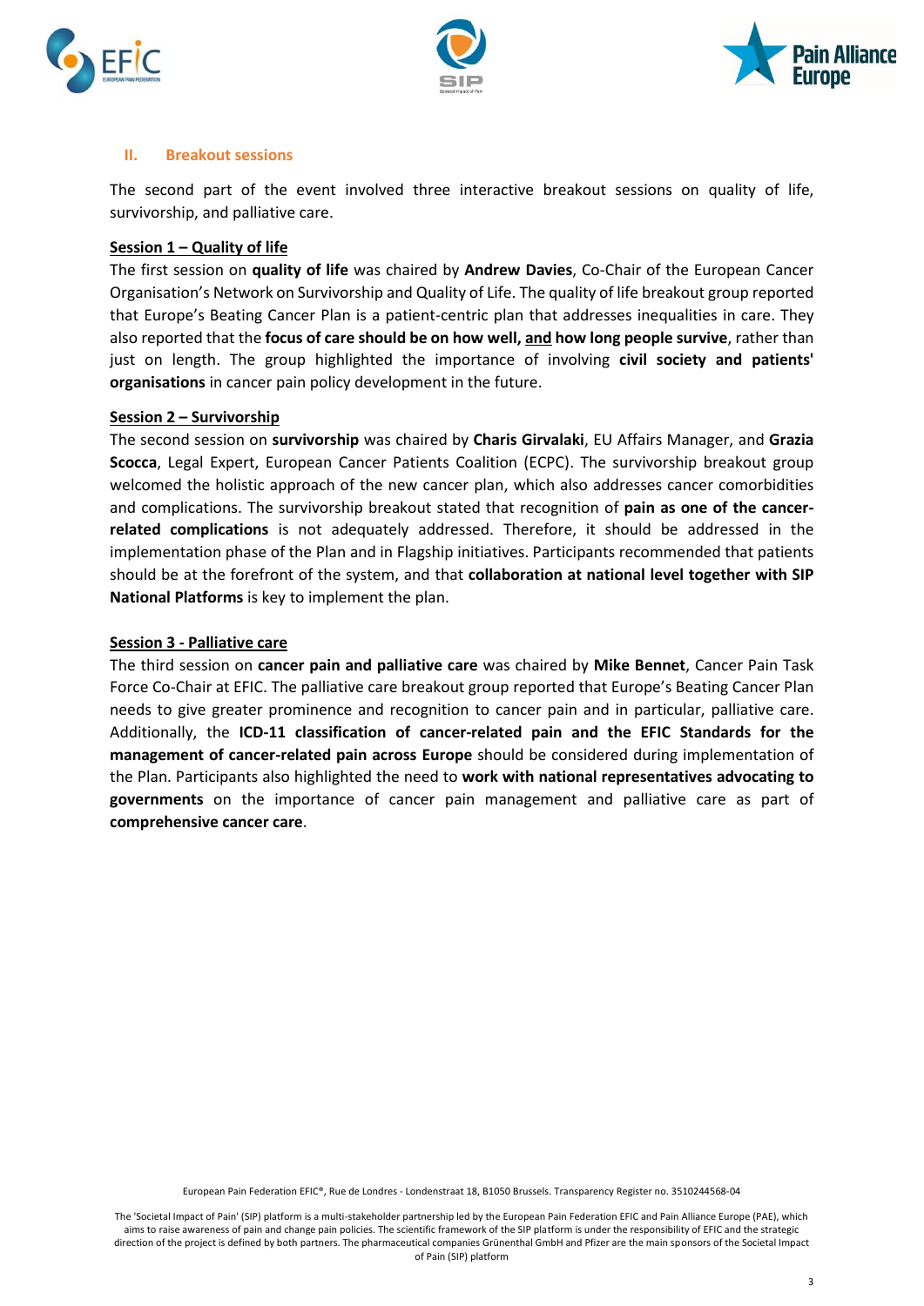## II. Breakout sessions

The second part of the event involved three interactive breakout sessions on quality of life, survivorship, and palliative care.

**Session 1 – Quality of life**

The first session on **quality of life** was chaired by **Andrew Davies**, Co-Chair of the European Cancer Organisation's Network on Survivorship and Quality of Life. The quality of life breakout group reported that Europe's Beating Cancer Plan is a patient-centric plan that addresses inequalities in care. They also reported that the **focus of care should be on how well, and how long people survive**, rather than just on length. The group highlighted the importance of involving **civil society and patients' organisations** in cancer pain policy development in the future.

**Session 2 – Survivorship**

The second session on **survivorship** was chaired by **Charis Girvalaki**, EU Affairs Manager, and **Grazia Scocca**, Legal Expert, European Cancer Patients Coalition (ECPC). The survivorship breakout group welcomed the holistic approach of the new cancer plan, which also addresses cancer comorbidities and complications. The survivorship breakout stated that recognition of **pain as one of the cancer-related complications** is not adequately addressed. Therefore, it should be addressed in the implementation phase of the Plan and in Flagship initiatives. Participants recommended that patients should be at the forefront of the system, and that **collaboration at national level together with SIP National Platforms** is key to implement the plan.

**Session 3 - Palliative care**

The third session on **cancer pain and palliative care** was chaired by **Mike Bennet**, Cancer Pain Task Force Co-Chair at EFIC. The palliative care breakout group reported that Europe's Beating Cancer Plan needs to give greater prominence and recognition to cancer pain and in particular, palliative care. Additionally, the **ICD-11 classification of cancer-related pain and the EFIC Standards for the management of cancer-related pain across Europe** should be considered during implementation of the Plan. Participants also highlighted the need to **work with national representatives advocating to governments** on the importance of cancer pain management and palliative care as part of **comprehensive cancer care**.

European Pain Federation EFIC®, Rue de Londres - Londenstraat 18, B1050 Brussels. Transparency Register no. 3510244568-04

The 'Societal Impact of Pain' (SIP) platform is a multi-stakeholder partnership led by the European Pain Federation EFIC and Pain Alliance Europe (PAE), which aims to raise awareness of pain and change pain policies. The scientific framework of the SIP platform is under the responsibility of EFIC and the strategic direction of the project is defined by both partners. The pharmaceutical companies Grünenthal GmbH and Pfizer are the main sponsors of the Societal Impact of Pain (SIP) platform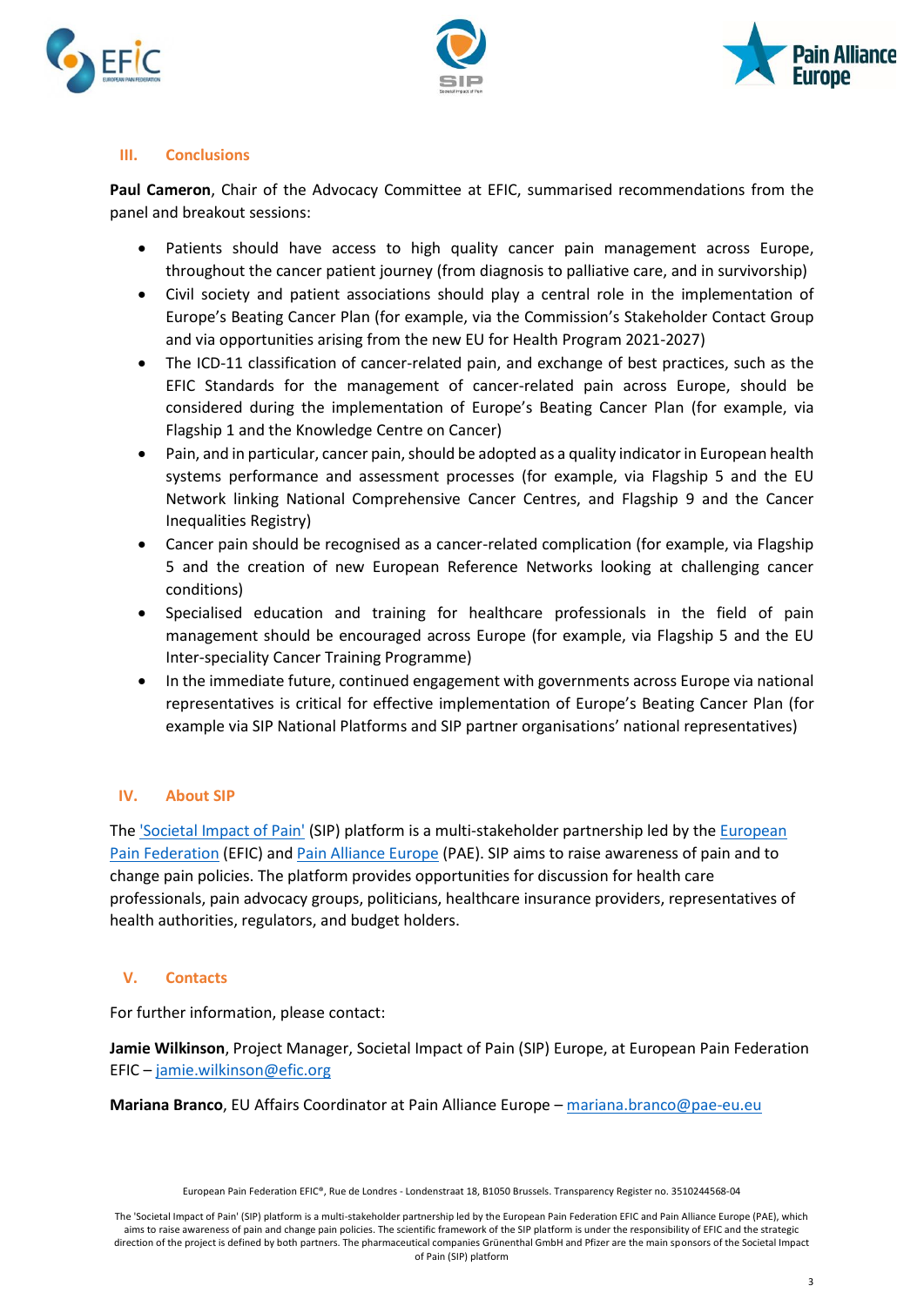## III. Conclusions

**Paul Cameron**, Chair of the Advocacy Committee at EFIC, summarised recommendations from the panel and breakout sessions:

- Patients should have access to high quality cancer pain management across Europe, throughout the cancer patient journey (from diagnosis to palliative care, and in survivorship)
- Civil society and patient associations should play a central role in the implementation of Europe's Beating Cancer Plan (for example, via the Commission's Stakeholder Contact Group and via opportunities arising from the new EU for Health Program 2021-2027)
- The ICD-11 classification of cancer-related pain, and exchange of best practices, such as the EFIC Standards for the management of cancer-related pain across Europe, should be considered during the implementation of Europe's Beating Cancer Plan (for example, via Flagship 1 and the Knowledge Centre on Cancer)
- Pain, and in particular, cancer pain, should be adopted as a quality indicator in European health systems performance and assessment processes (for example, via Flagship 5 and the EU Network linking National Comprehensive Cancer Centres, and Flagship 9 and the Cancer Inequalities Registry)
- Cancer pain should be recognised as a cancer-related complication (for example, via Flagship 5 and the creation of new European Reference Networks looking at challenging cancer conditions)
- Specialised education and training for healthcare professionals in the field of pain management should be encouraged across Europe (for example, via Flagship 5 and the EU Inter-speciality Cancer Training Programme)
- In the immediate future, continued engagement with governments across Europe via national representatives is critical for effective implementation of Europe's Beating Cancer Plan (for example via SIP National Platforms and SIP partner organisations' national representatives)

## IV. About SIP

The 'Societal Impact of Pain' (SIP) platform is a multi-stakeholder partnership led by the European Pain Federation (EFIC) and Pain Alliance Europe (PAE). SIP aims to raise awareness of pain and to change pain policies. The platform provides opportunities for discussion for health care professionals, pain advocacy groups, politicians, healthcare insurance providers, representatives of health authorities, regulators, and budget holders.

## V. Contacts

For further information, please contact:

**Jamie Wilkinson**, Project Manager, Societal Impact of Pain (SIP) Europe, at European Pain Federation EFIC – jamie.wilkinson@efic.org

**Mariana Branco**, EU Affairs Coordinator at Pain Alliance Europe – mariana.branco@pae-eu.eu

European Pain Federation EFIC®, Rue de Londres - Londenstraat 18, B1050 Brussels. Transparency Register no. 3510244568-04

The 'Societal Impact of Pain' (SIP) platform is a multi-stakeholder partnership led by the European Pain Federation EFIC and Pain Alliance Europe (PAE), which aims to raise awareness of pain and change pain policies. The scientific framework of the SIP platform is under the responsibility of EFIC and the strategic direction of the project is defined by both partners. The pharmaceutical companies Grünenthal GmbH and Pfizer are the main sponsors of the Societal Impact of Pain (SIP) platform